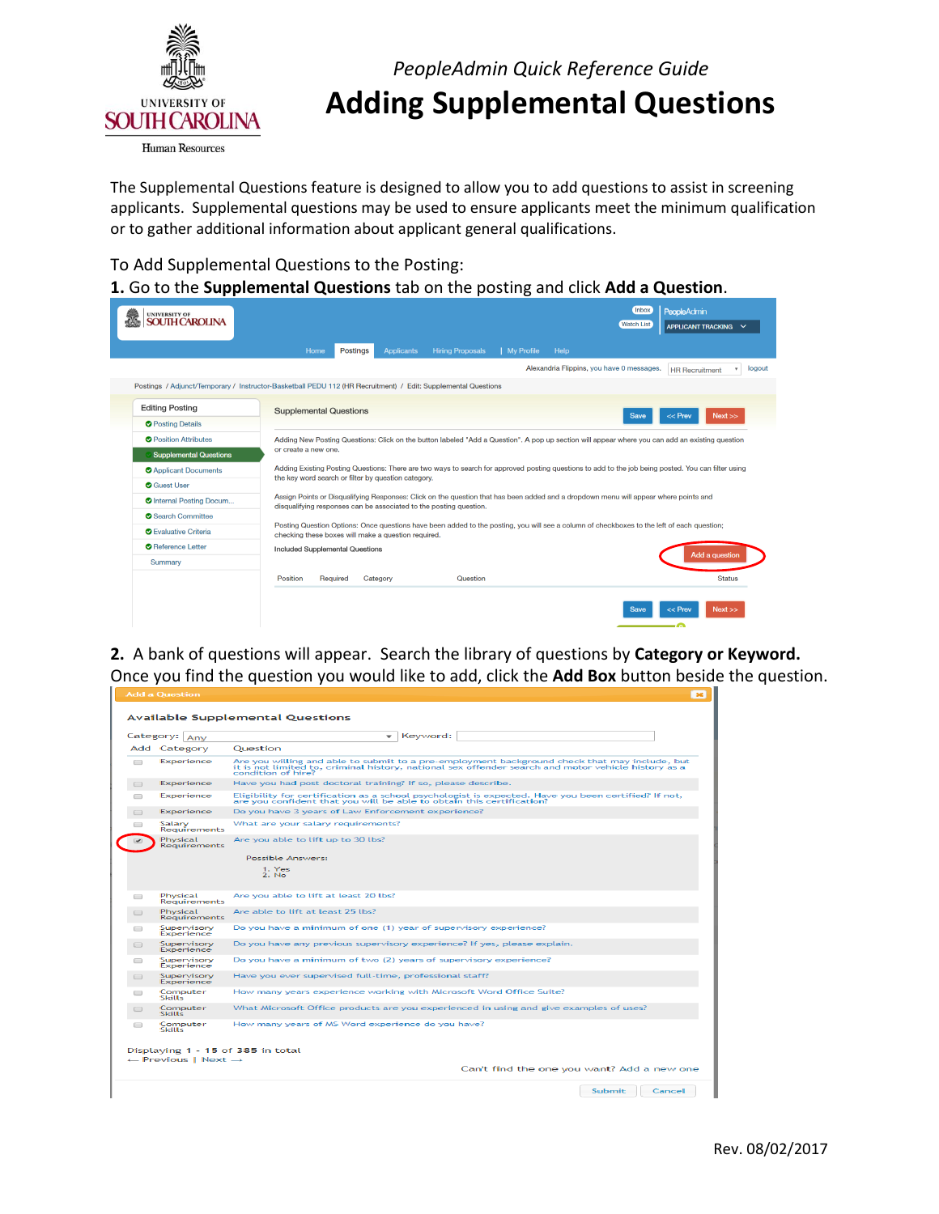*PeopleAdmin Quick Reference Guide*

# Adding Supplemental Questions

The Supplemental Questions feature is designed to allow you to add questions to assist in screening applicants. Supplemental questions may be used to ensure applicants meet the minimum qualification or to gather additional information about applicant general qualifications.

To Add Supplemental Questions to the Posting:

**1.** Go to the **Supplemental Questions** tab on the posting and click **Add a Question**.

**2.** A bank of questions will appear. Search the library of questions by **Category or Keyword.** Once you find the question you would like to add, click the **Add Box** button beside the question.

Rev. 08/02/2017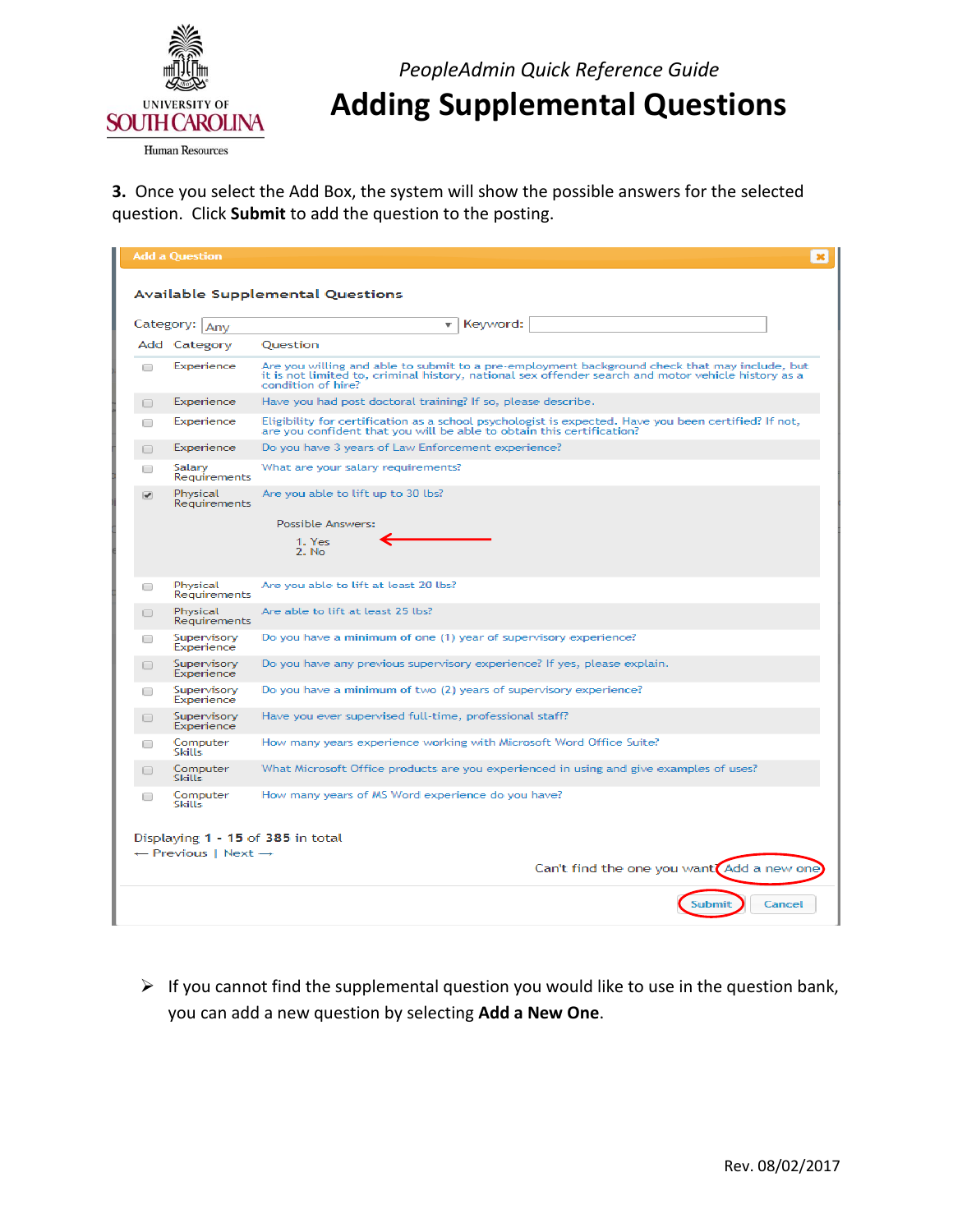*PeopleAdmin Quick Reference Guide*

# Adding Supplemental Questions

**3.** Once you select the Add Box, the system will show the possible answers for the selected question. Click **Submit** to add the question to the posting.

**Add a Question**

**Available Supplemental Questions**

Category: Any Keyword:

| Add | Category | Question |
|---|---|---|
| ☐ | Experience | Are you willing and able to submit to a pre-employment background check that may include, but it is not limited to, criminal history, national sex offender search and motor vehicle history as a condition of hire? |
| ☐ | Experience | Have you had post doctoral training? If so, please describe. |
| ☐ | Experience | Eligibility for certification as a school psychologist is expected. Have you been certified? If not, are you confident that you will be able to obtain this certification? |
| ☐ | Experience | Do you have 3 years of Law Enforcement experience? |
| ☐ | Salary Requirements | What are your salary requirements? |
| ☑ | Physical Requirements | Are you able to lift up to 30 lbs?<br>Possible Answers:<br>1. Yes<br>2. No |
| ☐ | Physical Requirements | Are you able to lift at least 20 lbs? |
| ☐ | Physical Requirements | Are able to lift at least 25 lbs? |
| ☐ | Supervisory Experience | Do you have a minimum of one (1) year of supervisory experience? |
| ☐ | Supervisory Experience | Do you have any previous supervisory experience? If yes, please explain. |
| ☐ | Supervisory Experience | Do you have a minimum of two (2) years of supervisory experience? |
| ☐ | Supervisory Experience | Have you ever supervised full-time, professional staff? |
| ☐ | Computer Skills | How many years experience working with Microsoft Word Office Suite? |
| ☐ | Computer Skills | What Microsoft Office products are you experienced in using and give examples of uses? |
| ☐ | Computer Skills | How many years of MS Word experience do you have? |

Displaying **1 - 15** of **385** in total

← Previous | Next →

Can't find the one you want? Add a new one

Submit Cancel

- If you cannot find the supplemental question you would like to use in the question bank, you can add a new question by selecting **Add a New One**.

Rev. 08/02/2017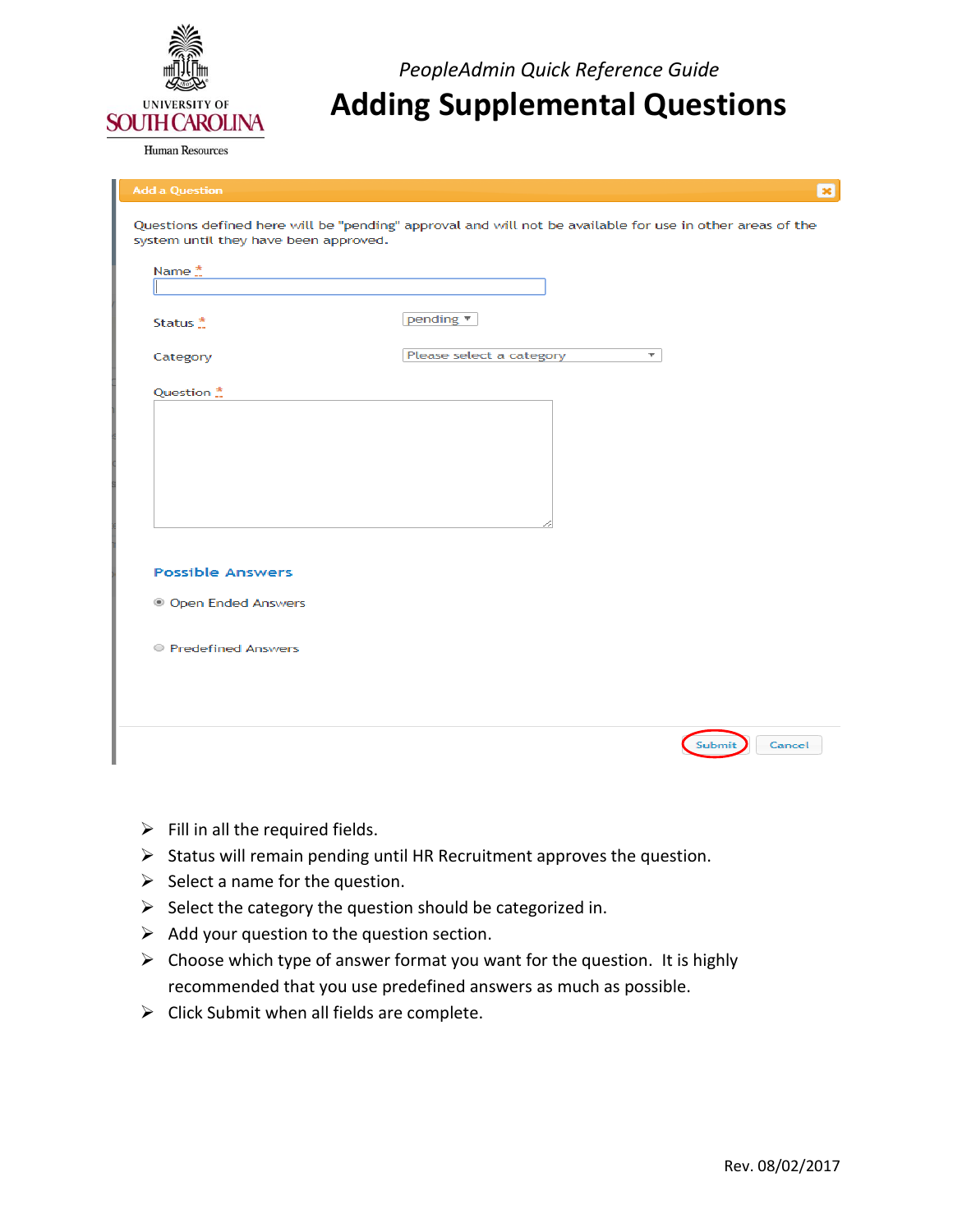*PeopleAdmin Quick Reference Guide*

# Adding Supplemental Questions

Add a Question

Questions defined here will be "pending" approval and will not be available for use in other areas of the system until they have been approved.

Name *

Status * pending

Category Please select a category

Question *

**Possible Answers**

- Open Ended Answers
- Predefined Answers

Submit Cancel

- Fill in all the required fields.
- Status will remain pending until HR Recruitment approves the question.
- Select a name for the question.
- Select the category the question should be categorized in.
- Add your question to the question section.
- Choose which type of answer format you want for the question. It is highly recommended that you use predefined answers as much as possible.
- Click Submit when all fields are complete.

Rev. 08/02/2017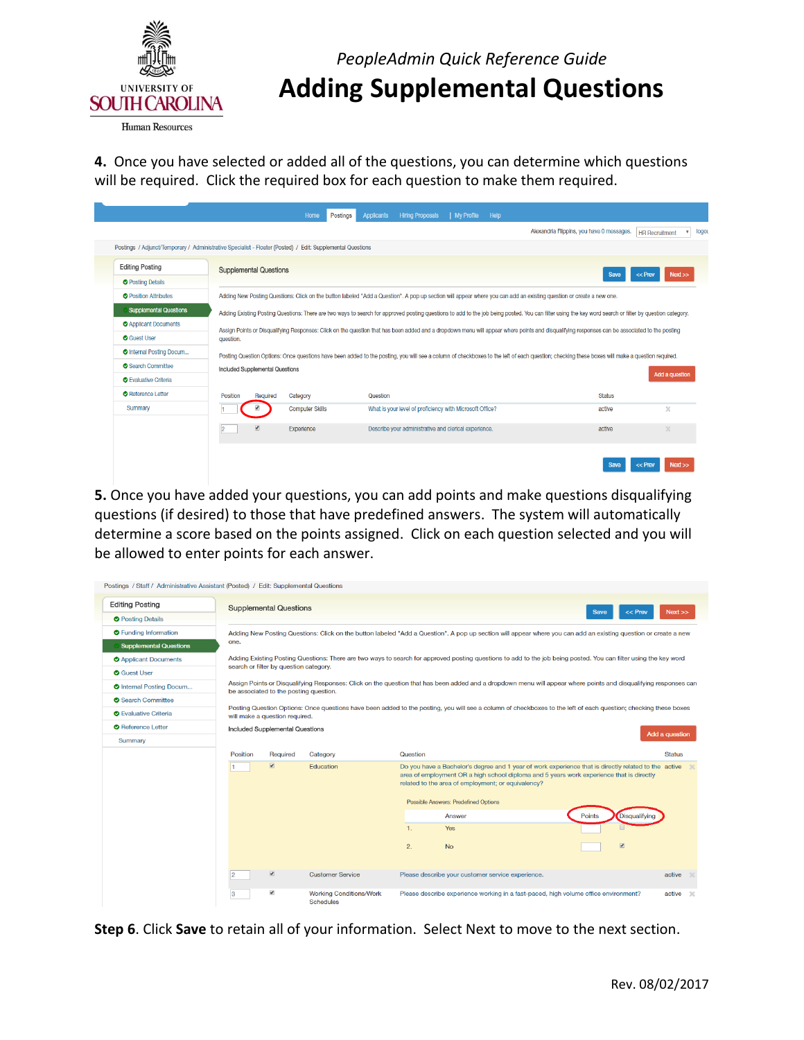*PeopleAdmin Quick Reference Guide*

# Adding Supplemental Questions

**4.** Once you have selected or added all of the questions, you can determine which questions will be required. Click the required box for each question to make them required.

**5.** Once you have added your questions, you can add points and make questions disqualifying questions (if desired) to those that have predefined answers. The system will automatically determine a score based on the points assigned. Click on each question selected and you will be allowed to enter points for each answer.

**Step 6**. Click **Save** to retain all of your information. Select Next to move to the next section.

Rev. 08/02/2017